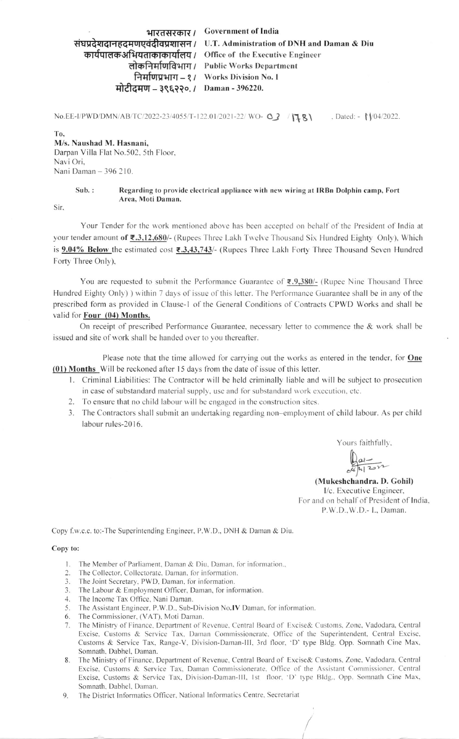भारतसरकार / Government of India
संघप्रदेशदानहदमणएवंदीवप्रशासन / U.T. Administration of DNH and Daman & Diu
कार्यपालकअभियताकाकार्यालय / Office of the Executive Engineer
लोकनिर्माणविभाग / Public Works Department
निर्माणप्रभाग – १ / Works Division No. I
मोटीदमण – ३९६२२०. / Daman - 396220.

No.EE-I/PWD/DMN/AB/TC/2022-23/4055/T-122.01/2021-22/ WO- 03 / 1781 , Dated: - 11/04/2022.

To,
**M/s. Naushad M. Hasnani,**
Darpan Villa Flat No.502, 5th Floor,
Navi Ori,
Nani Daman – 396 210.

**Sub. : Regarding to provide electrical appliance with new wiring at IRBn Dolphin camp, Fort Area, Moti Daman.**

Sir,

Your Tender for the work mentioned above has been accepted on behalf of the President of India at your tender amount **of ₹.3,12,680/-** (Rupees Three Lakh Twelve Thousand Six Hundred Eighty Only), Which is **9.04% Below** the estimated cost **₹.3,43,743/-** (Rupees Three Lakh Forty Three Thousand Seven Hundred Forty Three Only),

You are requested to submit the Performance Guarantee of **₹.9,380/-** (Rupee Nine Thousand Three Hundred Eighty Only) ) within 7 days of issue of this letter. The Performance Guarantee shall be in any of the prescribed form as provided in Clause-1 of the General Conditions of Contracts CPWD Works and shall be valid for **Four (04) Months.**

On receipt of prescribed Performance Guarantee, necessary letter to commence the & work shall be issued and site of work shall be handed over to you thereafter.

Please note that the time allowed for carrying out the works as entered in the tender, for **One (01) Months** Will be reckoned after 15 days from the date of issue of this letter.

1. Criminal Liabilities: The Contractor will be held criminally liable and will be subject to prosecution in case of substandard material supply, use and for substandard work execution, etc.
2. To ensure that no child labour will be engaged in the construction sites.
3. The Contractors shall submit an undertaking regarding non–employment of child labour. As per child labour rules-2016.

Yours faithfully,

**(Mukeshchandra. D. Gohil)**
I/c. Executive Engineer,
For and on behalf of President of India,
P.W.D.,W.D.- I., Daman.

Copy f.w.c.c. to:-The Superintending Engineer, P.W.D., DNH & Daman & Diu.

**Copy to:**

1. The Member of Parliament, Daman & Diu, Daman, for information.,
2. The Collector, Collectorate, Daman, for information.
3. The Joint Secretary, PWD, Daman, for information.
3. The Labour & Employment Officer, Daman, for information.
4. The Income Tax Office, Nani Daman.
5. The Assistant Engineer, P.W.D., Sub-Division No.**IV** Daman, for information.
6. The Commissioner, (VAT), Moti Daman.
7. The Ministry of Finance, Department of Revenue, Central Board of Excise& Customs, Zone, Vadodara, Central Excise, Customs & Service Tax, Daman Commissionerate, Office of the Superintendent, Central Excise, Customs & Service Tax, Range-V, Division-Daman-III, 3rd floor, 'D' type Bldg. Opp. Somnath Cine Max, Somnath, Dabhel, Daman.
8. The Ministry of Finance, Department of Revenue, Central Board of Excise& Customs, Zone, Vadodara, Central Excise, Customs & Service Tax, Daman Commissionerate, Office of the Assistant Commissioner, Central Excise, Customs & Service Tax, Division-Daman-III, 1st floor, 'D' type Bldg., Opp. Somnath Cine Max, Somnath, Dabhel, Daman.
9. The District Informatics Officer, National Informatics Centre, Secretariat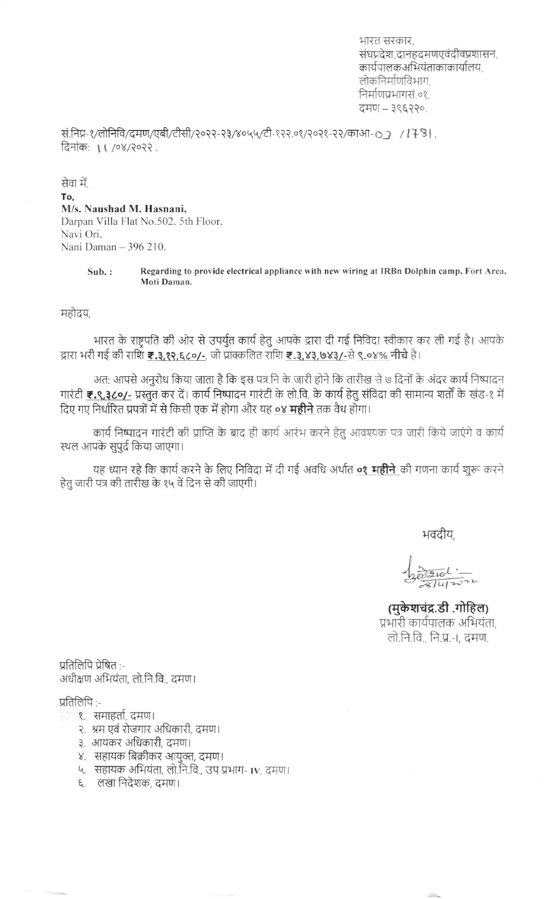भारत सरकार,
संघप्रदेश,दानहदमणएवंदीवप्रशासन,
कार्यपालकअभियंताकाकार्यालय,
लोकनिर्माणविभाग,
निर्माणप्रभागसं.०१,
दमण – ३९६२२०.

सं.निप्र-१/लोनिवि/दमण/एबी/टीसी/२०२२-२३/४०५५/टी-१२२.०१/२०२१-२२/काआ-०३ /1781,
दिनांक: 11 /०४/२०२२ .

सेवा में,
To,
**M/s. Naushad M. Hasnani,**
Darpan Villa Flat No.502, 5th Floor,
Navi Ori,
Nani Daman – 396 210.

**Sub. : Regarding to provide electrical appliance with new wiring at IRBn Dolphin camp, Fort Area, Moti Daman.**

महोदय,

भारत के राष्ट्रपति की ओर से उपर्युत कार्य हेतु आपके द्वारा दी गई निविदा स्वीकार कर ली गई है। आपके द्वारा भरी गई की राशि **₹.३,१२,६८०/-**, जो प्राक्कलित राशि **₹.३,४३,७४३/-** से **९.०४% नीचे** है।

अत: आपसे अनुरोध किया जाता है कि इस पत्र.नि के जारी होने कि तारीख से ७ दिनों के अंदर कार्य निष्पादन गारंटी **₹.९,३८०/-** प्रस्तुत कर दें। कार्य निष्पादन गारंटी के लो.वि. के कार्य हेतु संविदा की सामान्य शर्तो के खंड-१ में दिए गए निर्धारित प्रपत्रों में से किसी एक में होगा और यह **०४ महीने** तक वैध होगा।

कार्य निष्पादन गारंटी की प्राप्ति के बाद ही कार्य आरंभ करने हेतु आवश्यक पत्र जारी किये जाएंगे व कार्य स्थल आपके सुपुर्द किया जाएगा।

यह ध्यान रहे कि कार्य करने के लिए निविदा में दी गई अवधि अर्थात **०१ महीने** की गणना कार्य शुरू करने हेतु जारी पत्र की तारीख के १५ वें दिन से की जाएगी।

भवदीय,

**(मुकेशचंद्र.डी .गोहिल)**
प्रभारी कार्यपालक अभियंता,
लो.नि.वि., नि.प्र.-I, दमण.

प्रतिलिपि प्रेषित :-
अधीक्षण अभियंता, लो.नि.वि., दमण।

प्रतिलिपि :-

१. समाहर्ता, दमण।
२. श्रम एवं रोजगार अधिकारी, दमण।
३. आयकर अधिकारी, दमण।
४. सहायक बिक्रीकर आयुक्त, दमण।
५. सहायक अभियंता, लो.नि.वि., उप प्रभाग- IV, दमण।
६. लखा निदेशक, दमण।